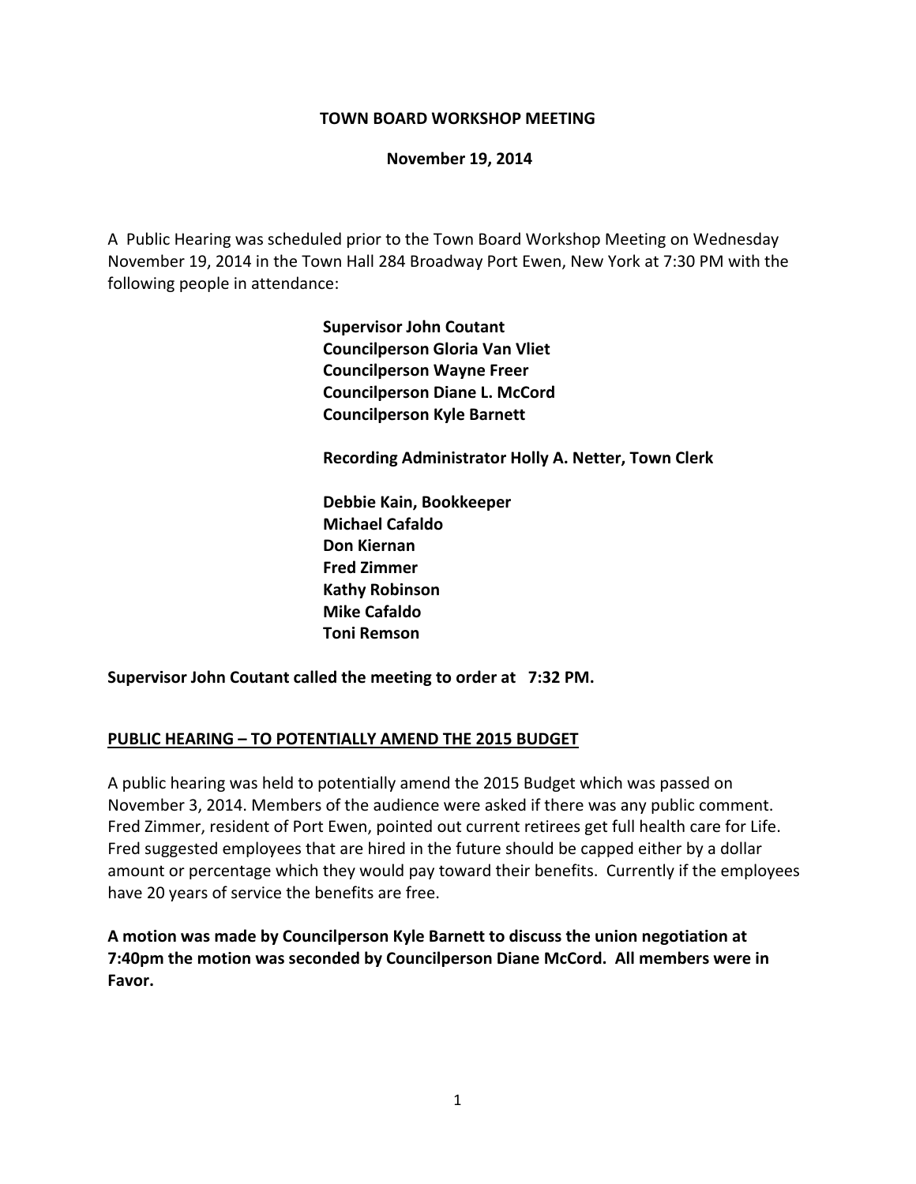**TOWN BOARD WORKSHOP MEETING**

**November 19, 2014**

A Public Hearing was scheduled prior to the Town Board Workshop Meeting on Wednesday November 19, 2014 in the Town Hall 284 Broadway Port Ewen, New York at 7:30 PM with the following people in attendance:

**Supervisor John Coutant**
**Councilperson Gloria Van Vliet**
**Councilperson Wayne Freer**
**Councilperson Diane L. McCord**
**Councilperson Kyle Barnett**

**Recording Administrator Holly A. Netter, Town Clerk**

**Debbie Kain, Bookkeeper**
**Michael Cafaldo**
**Don Kiernan**
**Fred Zimmer**
**Kathy Robinson**
**Mike Cafaldo**
**Toni Remson**

**Supervisor John Coutant called the meeting to order at 7:32 PM.**

**PUBLIC HEARING – TO POTENTIALLY AMEND THE 2015 BUDGET**

A public hearing was held to potentially amend the 2015 Budget which was passed on November 3, 2014. Members of the audience were asked if there was any public comment. Fred Zimmer, resident of Port Ewen, pointed out current retirees get full health care for Life. Fred suggested employees that are hired in the future should be capped either by a dollar amount or percentage which they would pay toward their benefits. Currently if the employees have 20 years of service the benefits are free.

**A motion was made by Councilperson Kyle Barnett to discuss the union negotiation at 7:40pm the motion was seconded by Councilperson Diane McCord. All members were in Favor.**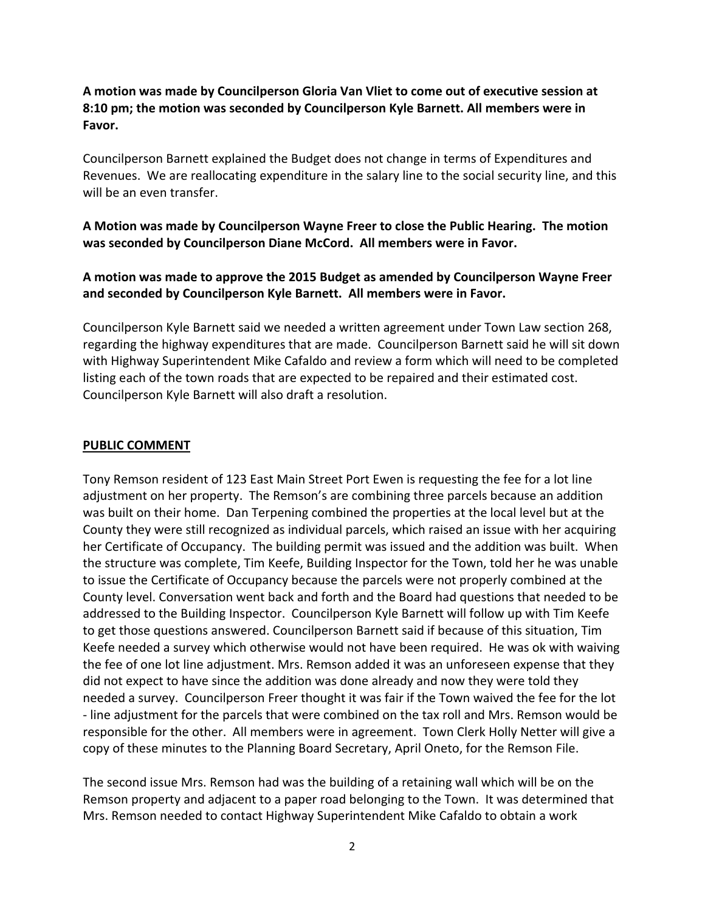**A motion was made by Councilperson Gloria Van Vliet to come out of executive session at 8:10 pm; the motion was seconded by Councilperson Kyle Barnett. All members were in Favor.**

Councilperson Barnett explained the Budget does not change in terms of Expenditures and Revenues. We are reallocating expenditure in the salary line to the social security line, and this will be an even transfer.

**A Motion was made by Councilperson Wayne Freer to close the Public Hearing. The motion was seconded by Councilperson Diane McCord. All members were in Favor.**

**A motion was made to approve the 2015 Budget as amended by Councilperson Wayne Freer and seconded by Councilperson Kyle Barnett. All members were in Favor.**

Councilperson Kyle Barnett said we needed a written agreement under Town Law section 268, regarding the highway expenditures that are made. Councilperson Barnett said he will sit down with Highway Superintendent Mike Cafaldo and review a form which will need to be completed listing each of the town roads that are expected to be repaired and their estimated cost. Councilperson Kyle Barnett will also draft a resolution.

## PUBLIC COMMENT

Tony Remson resident of 123 East Main Street Port Ewen is requesting the fee for a lot line adjustment on her property. The Remson's are combining three parcels because an addition was built on their home. Dan Terpening combined the properties at the local level but at the County they were still recognized as individual parcels, which raised an issue with her acquiring her Certificate of Occupancy. The building permit was issued and the addition was built. When the structure was complete, Tim Keefe, Building Inspector for the Town, told her he was unable to issue the Certificate of Occupancy because the parcels were not properly combined at the County level. Conversation went back and forth and the Board had questions that needed to be addressed to the Building Inspector. Councilperson Kyle Barnett will follow up with Tim Keefe to get those questions answered. Councilperson Barnett said if because of this situation, Tim Keefe needed a survey which otherwise would not have been required. He was ok with waiving the fee of one lot line adjustment. Mrs. Remson added it was an unforeseen expense that they did not expect to have since the addition was done already and now they were told they needed a survey. Councilperson Freer thought it was fair if the Town waived the fee for the lot - line adjustment for the parcels that were combined on the tax roll and Mrs. Remson would be responsible for the other. All members were in agreement. Town Clerk Holly Netter will give a copy of these minutes to the Planning Board Secretary, April Oneto, for the Remson File.

The second issue Mrs. Remson had was the building of a retaining wall which will be on the Remson property and adjacent to a paper road belonging to the Town. It was determined that Mrs. Remson needed to contact Highway Superintendent Mike Cafaldo to obtain a work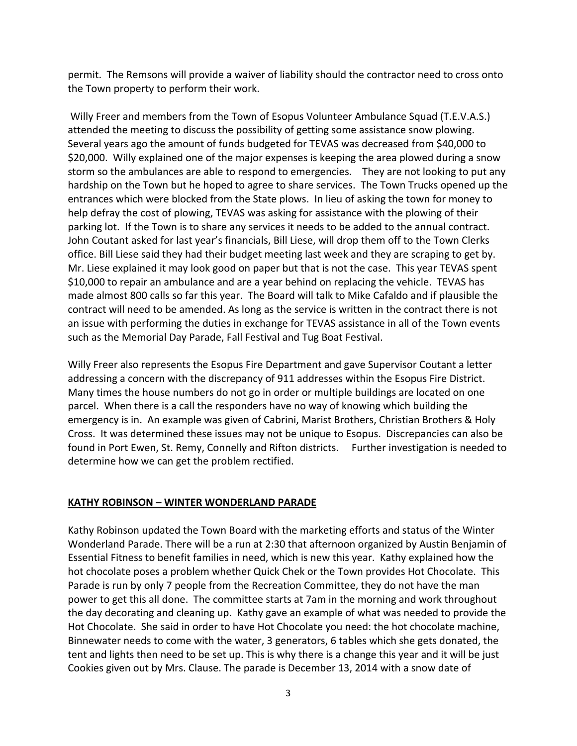permit. The Remsons will provide a waiver of liability should the contractor need to cross onto the Town property to perform their work.

Willy Freer and members from the Town of Esopus Volunteer Ambulance Squad (T.E.V.A.S.) attended the meeting to discuss the possibility of getting some assistance snow plowing. Several years ago the amount of funds budgeted for TEVAS was decreased from $40,000 to $20,000. Willy explained one of the major expenses is keeping the area plowed during a snow storm so the ambulances are able to respond to emergencies. They are not looking to put any hardship on the Town but he hoped to agree to share services. The Town Trucks opened up the entrances which were blocked from the State plows. In lieu of asking the town for money to help defray the cost of plowing, TEVAS was asking for assistance with the plowing of their parking lot. If the Town is to share any services it needs to be added to the annual contract. John Coutant asked for last year's financials, Bill Liese, will drop them off to the Town Clerks office. Bill Liese said they had their budget meeting last week and they are scraping to get by. Mr. Liese explained it may look good on paper but that is not the case. This year TEVAS spent $10,000 to repair an ambulance and are a year behind on replacing the vehicle. TEVAS has made almost 800 calls so far this year. The Board will talk to Mike Cafaldo and if plausible the contract will need to be amended. As long as the service is written in the contract there is not an issue with performing the duties in exchange for TEVAS assistance in all of the Town events such as the Memorial Day Parade, Fall Festival and Tug Boat Festival.

Willy Freer also represents the Esopus Fire Department and gave Supervisor Coutant a letter addressing a concern with the discrepancy of 911 addresses within the Esopus Fire District. Many times the house numbers do not go in order or multiple buildings are located on one parcel. When there is a call the responders have no way of knowing which building the emergency is in. An example was given of Cabrini, Marist Brothers, Christian Brothers & Holy Cross. It was determined these issues may not be unique to Esopus. Discrepancies can also be found in Port Ewen, St. Remy, Connelly and Rifton districts. Further investigation is needed to determine how we can get the problem rectified.

## KATHY ROBINSON – WINTER WONDERLAND PARADE

Kathy Robinson updated the Town Board with the marketing efforts and status of the Winter Wonderland Parade. There will be a run at 2:30 that afternoon organized by Austin Benjamin of Essential Fitness to benefit families in need, which is new this year. Kathy explained how the hot chocolate poses a problem whether Quick Chek or the Town provides Hot Chocolate. This Parade is run by only 7 people from the Recreation Committee, they do not have the man power to get this all done. The committee starts at 7am in the morning and work throughout the day decorating and cleaning up. Kathy gave an example of what was needed to provide the Hot Chocolate. She said in order to have Hot Chocolate you need: the hot chocolate machine, Binnewater needs to come with the water, 3 generators, 6 tables which she gets donated, the tent and lights then need to be set up. This is why there is a change this year and it will be just Cookies given out by Mrs. Clause. The parade is December 13, 2014 with a snow date of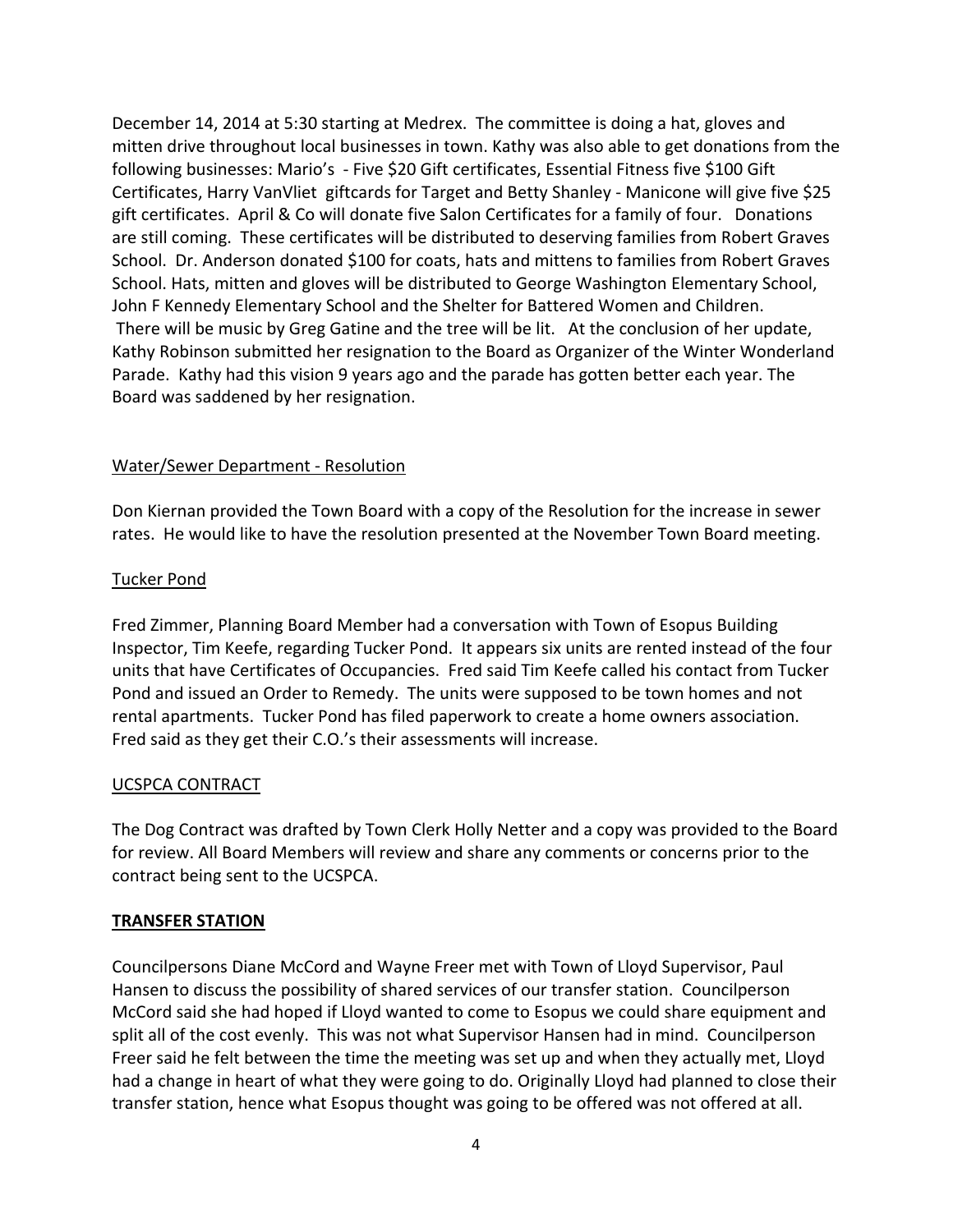December 14, 2014 at 5:30 starting at Medrex. The committee is doing a hat, gloves and mitten drive throughout local businesses in town. Kathy was also able to get donations from the following businesses: Mario's - Five $20 Gift certificates, Essential Fitness five $100 Gift Certificates, Harry VanVliet giftcards for Target and Betty Shanley - Manicone will give five $25 gift certificates. April & Co will donate five Salon Certificates for a family of four. Donations are still coming. These certificates will be distributed to deserving families from Robert Graves School. Dr. Anderson donated $100 for coats, hats and mittens to families from Robert Graves School. Hats, mitten and gloves will be distributed to George Washington Elementary School, John F Kennedy Elementary School and the Shelter for Battered Women and Children. There will be music by Greg Gatine and the tree will be lit. At the conclusion of her update, Kathy Robinson submitted her resignation to the Board as Organizer of the Winter Wonderland Parade. Kathy had this vision 9 years ago and the parade has gotten better each year. The Board was saddened by her resignation.

<u>Water/Sewer Department - Resolution</u>

Don Kiernan provided the Town Board with a copy of the Resolution for the increase in sewer rates. He would like to have the resolution presented at the November Town Board meeting.

<u>Tucker Pond</u>

Fred Zimmer, Planning Board Member had a conversation with Town of Esopus Building Inspector, Tim Keefe, regarding Tucker Pond. It appears six units are rented instead of the four units that have Certificates of Occupancies. Fred said Tim Keefe called his contact from Tucker Pond and issued an Order to Remedy. The units were supposed to be town homes and not rental apartments. Tucker Pond has filed paperwork to create a home owners association. Fred said as they get their C.O.'s their assessments will increase.

<u>UCSPCA CONTRACT</u>

The Dog Contract was drafted by Town Clerk Holly Netter and a copy was provided to the Board for review. All Board Members will review and share any comments or concerns prior to the contract being sent to the UCSPCA.

**<u>TRANSFER STATION</u>**

Councilpersons Diane McCord and Wayne Freer met with Town of Lloyd Supervisor, Paul Hansen to discuss the possibility of shared services of our transfer station. Councilperson McCord said she had hoped if Lloyd wanted to come to Esopus we could share equipment and split all of the cost evenly. This was not what Supervisor Hansen had in mind. Councilperson Freer said he felt between the time the meeting was set up and when they actually met, Lloyd had a change in heart of what they were going to do. Originally Lloyd had planned to close their transfer station, hence what Esopus thought was going to be offered was not offered at all.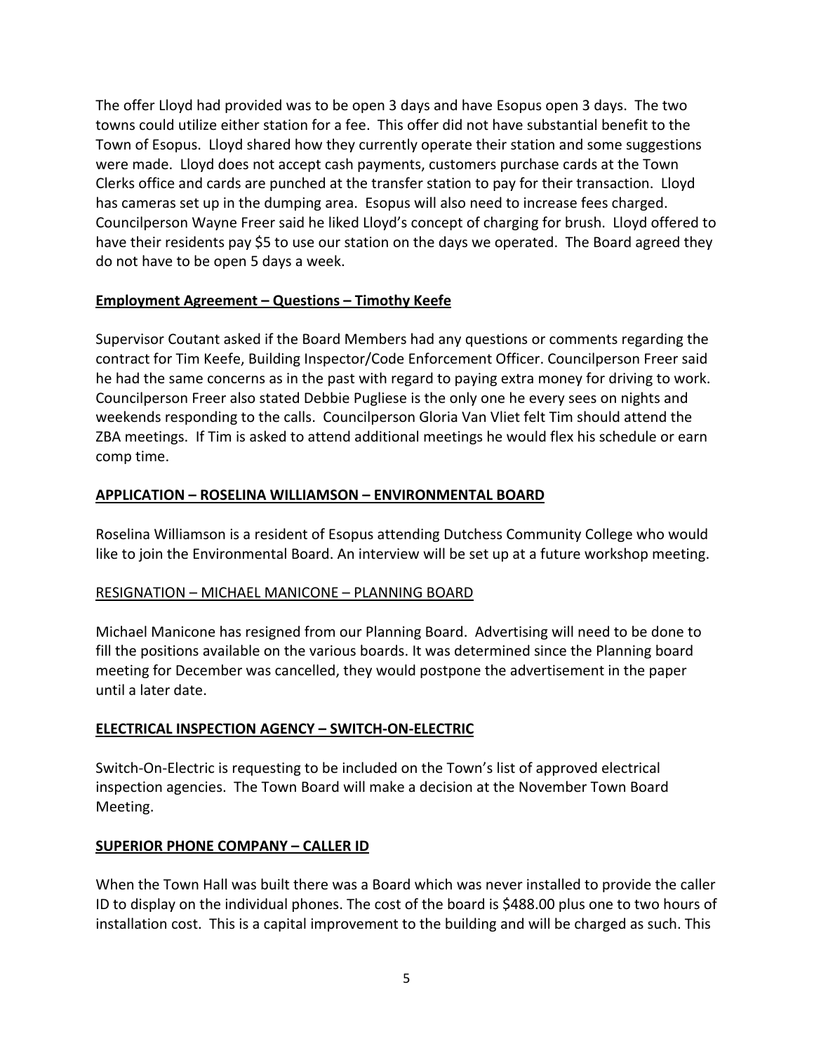The offer Lloyd had provided was to be open 3 days and have Esopus open 3 days. The two towns could utilize either station for a fee. This offer did not have substantial benefit to the Town of Esopus. Lloyd shared how they currently operate their station and some suggestions were made. Lloyd does not accept cash payments, customers purchase cards at the Town Clerks office and cards are punched at the transfer station to pay for their transaction. Lloyd has cameras set up in the dumping area. Esopus will also need to increase fees charged. Councilperson Wayne Freer said he liked Lloyd's concept of charging for brush. Lloyd offered to have their residents pay $5 to use our station on the days we operated. The Board agreed they do not have to be open 5 days a week.

**Employment Agreement – Questions – Timothy Keefe**

Supervisor Coutant asked if the Board Members had any questions or comments regarding the contract for Tim Keefe, Building Inspector/Code Enforcement Officer. Councilperson Freer said he had the same concerns as in the past with regard to paying extra money for driving to work. Councilperson Freer also stated Debbie Pugliese is the only one he every sees on nights and weekends responding to the calls. Councilperson Gloria Van Vliet felt Tim should attend the ZBA meetings. If Tim is asked to attend additional meetings he would flex his schedule or earn comp time.

**APPLICATION – ROSELINA WILLIAMSON – ENVIRONMENTAL BOARD**

Roselina Williamson is a resident of Esopus attending Dutchess Community College who would like to join the Environmental Board. An interview will be set up at a future workshop meeting.

RESIGNATION – MICHAEL MANICONE – PLANNING BOARD

Michael Manicone has resigned from our Planning Board. Advertising will need to be done to fill the positions available on the various boards. It was determined since the Planning board meeting for December was cancelled, they would postpone the advertisement in the paper until a later date.

**ELECTRICAL INSPECTION AGENCY – SWITCH-ON-ELECTRIC**

Switch-On-Electric is requesting to be included on the Town's list of approved electrical inspection agencies. The Town Board will make a decision at the November Town Board Meeting.

**SUPERIOR PHONE COMPANY – CALLER ID**

When the Town Hall was built there was a Board which was never installed to provide the caller ID to display on the individual phones. The cost of the board is $488.00 plus one to two hours of installation cost. This is a capital improvement to the building and will be charged as such. This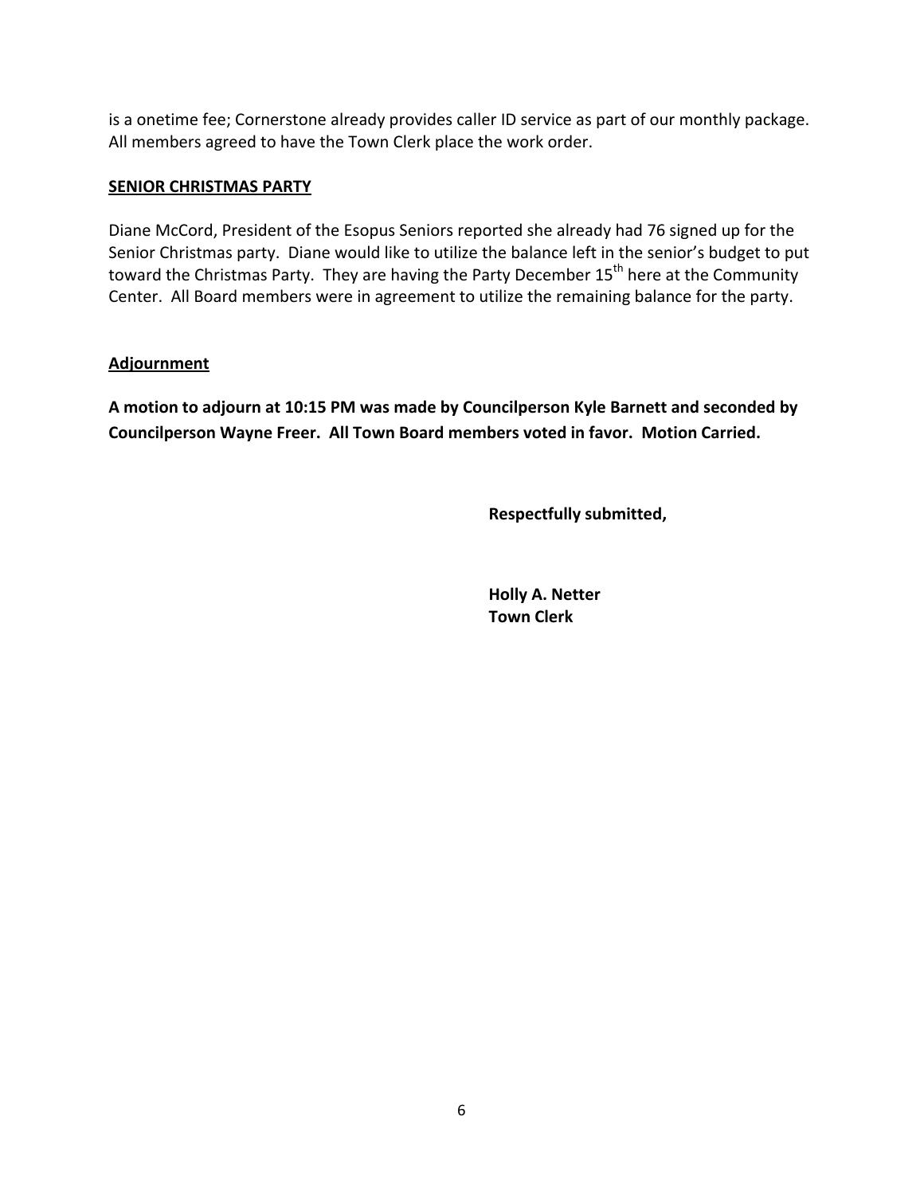is a onetime fee; Cornerstone already provides caller ID service as part of our monthly package. All members agreed to have the Town Clerk place the work order.

**SENIOR CHRISTMAS PARTY**

Diane McCord, President of the Esopus Seniors reported she already had 76 signed up for the Senior Christmas party. Diane would like to utilize the balance left in the senior's budget to put toward the Christmas Party. They are having the Party December 15th here at the Community Center. All Board members were in agreement to utilize the remaining balance for the party.

**Adjournment**

**A motion to adjourn at 10:15 PM was made by Councilperson Kyle Barnett and seconded by Councilperson Wayne Freer. All Town Board members voted in favor. Motion Carried.**

**Respectfully submitted,**

**Holly A. Netter**
**Town Clerk**